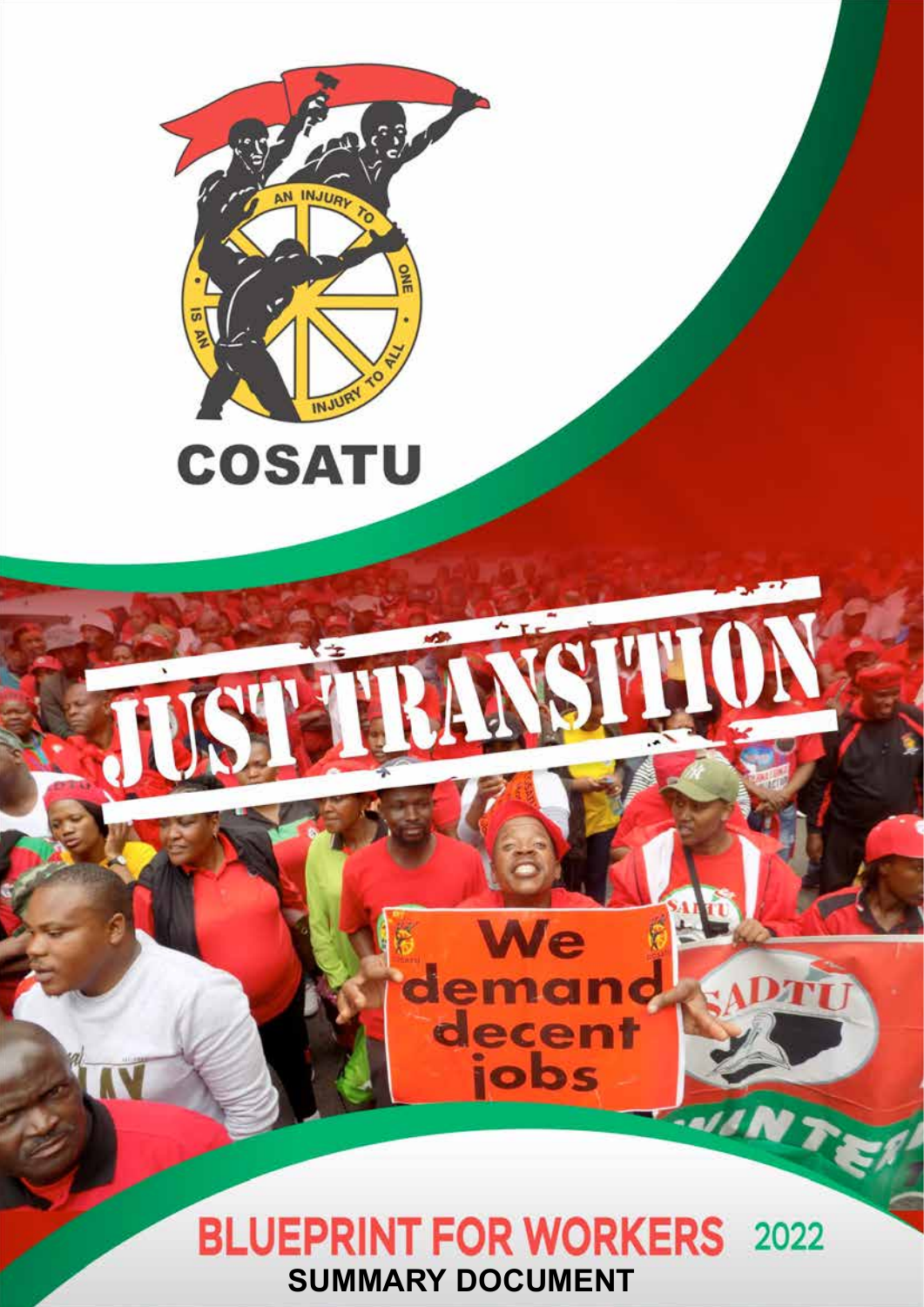# COSATU

# JUST TRANSITION

## BLUEPRINT FOR WORKERS 2022

**SUMMARY DOCUMENT**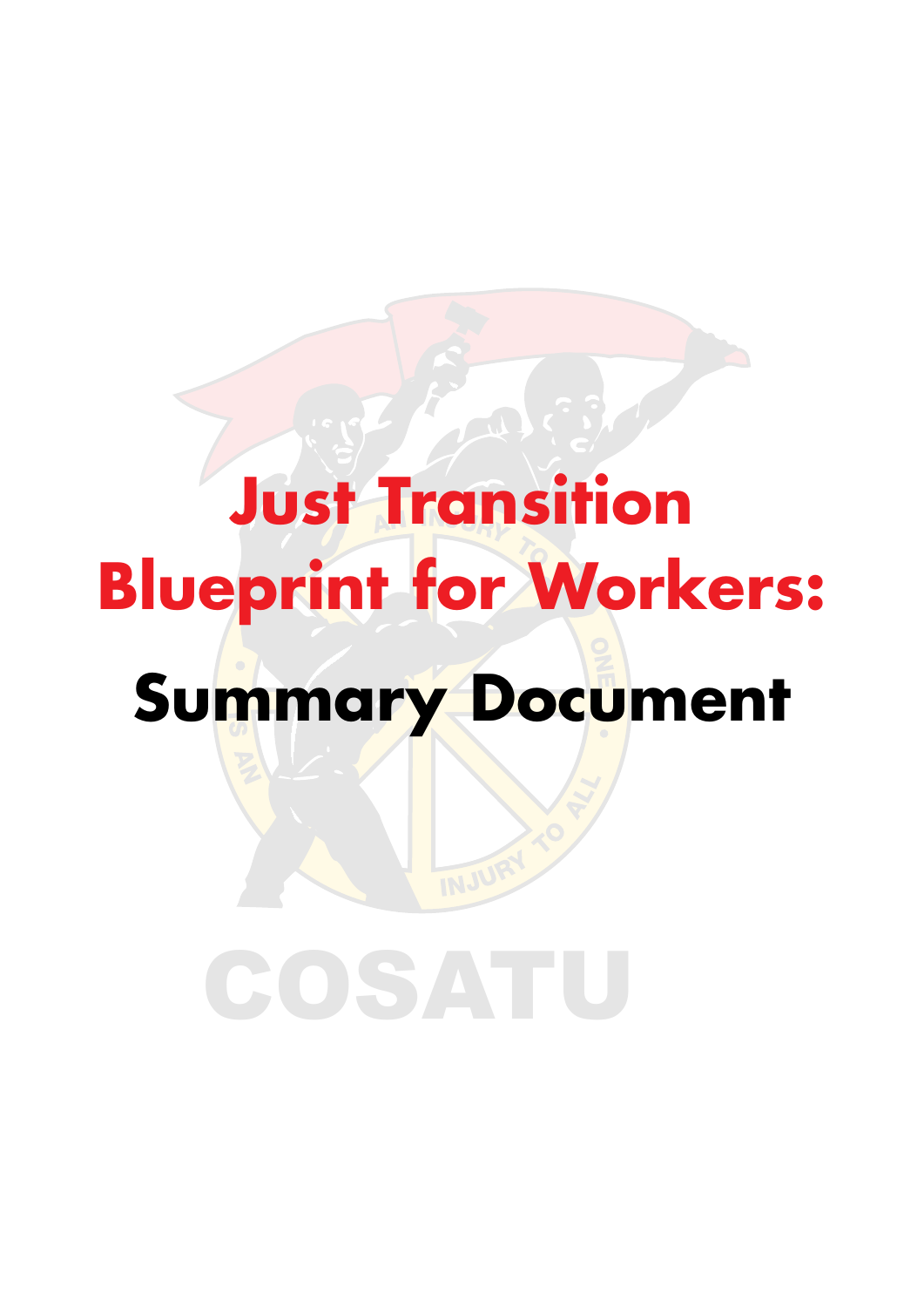# Just Transition Blueprint for Workers:

## Summary Document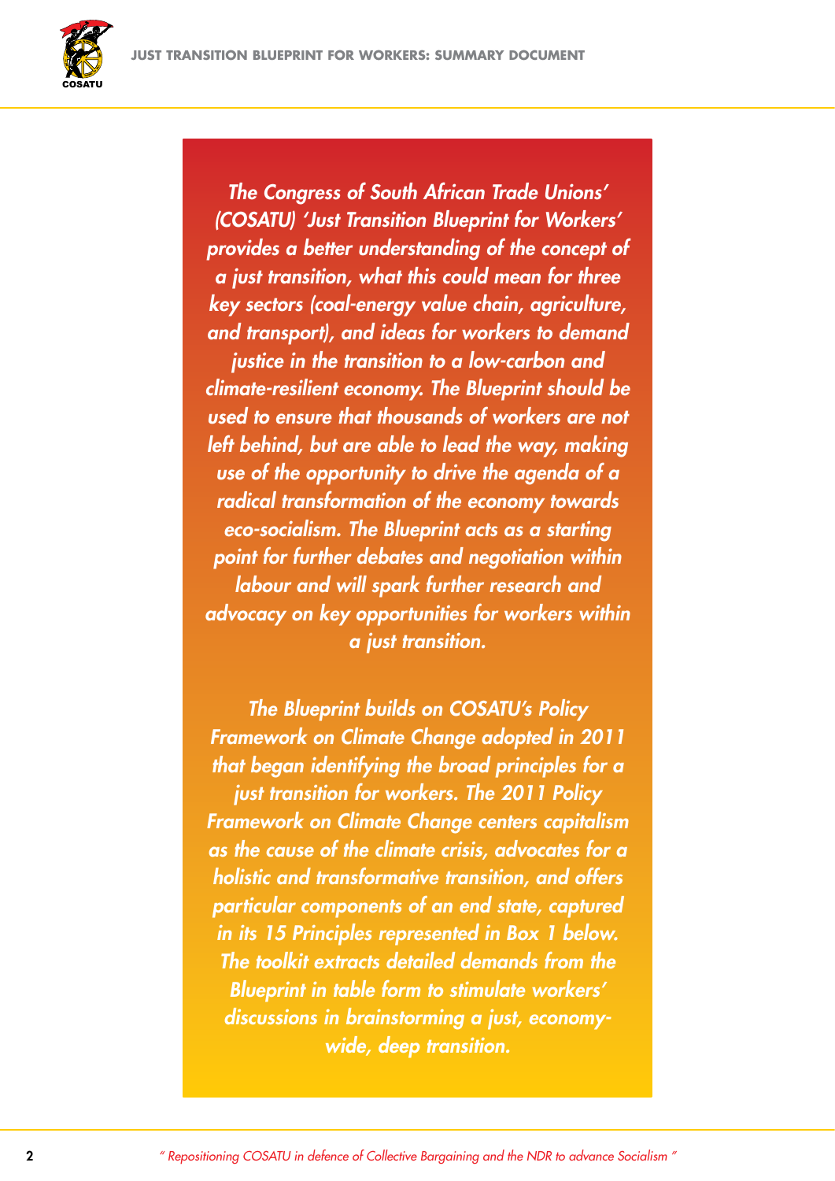*The Congress of South African Trade Unions' (COSATU) 'Just Transition Blueprint for Workers' provides a better understanding of the concept of a just transition, what this could mean for three key sectors (coal-energy value chain, agriculture, and transport), and ideas for workers to demand justice in the transition to a low-carbon and climate-resilient economy. The Blueprint should be used to ensure that thousands of workers are not left behind, but are able to lead the way, making use of the opportunity to drive the agenda of a radical transformation of the economy towards eco-socialism. The Blueprint acts as a starting point for further debates and negotiation within labour and will spark further research and advocacy on key opportunities for workers within a just transition.*

*The Blueprint builds on COSATU's Policy Framework on Climate Change adopted in 2011 that began identifying the broad principles for a just transition for workers. The 2011 Policy Framework on Climate Change centers capitalism as the cause of the climate crisis, advocates for a holistic and transformative transition, and offers particular components of an end state, captured in its 15 Principles represented in Box 1 below. The toolkit extracts detailed demands from the Blueprint in table form to stimulate workers' discussions in brainstorming a just, economy-wide, deep transition.*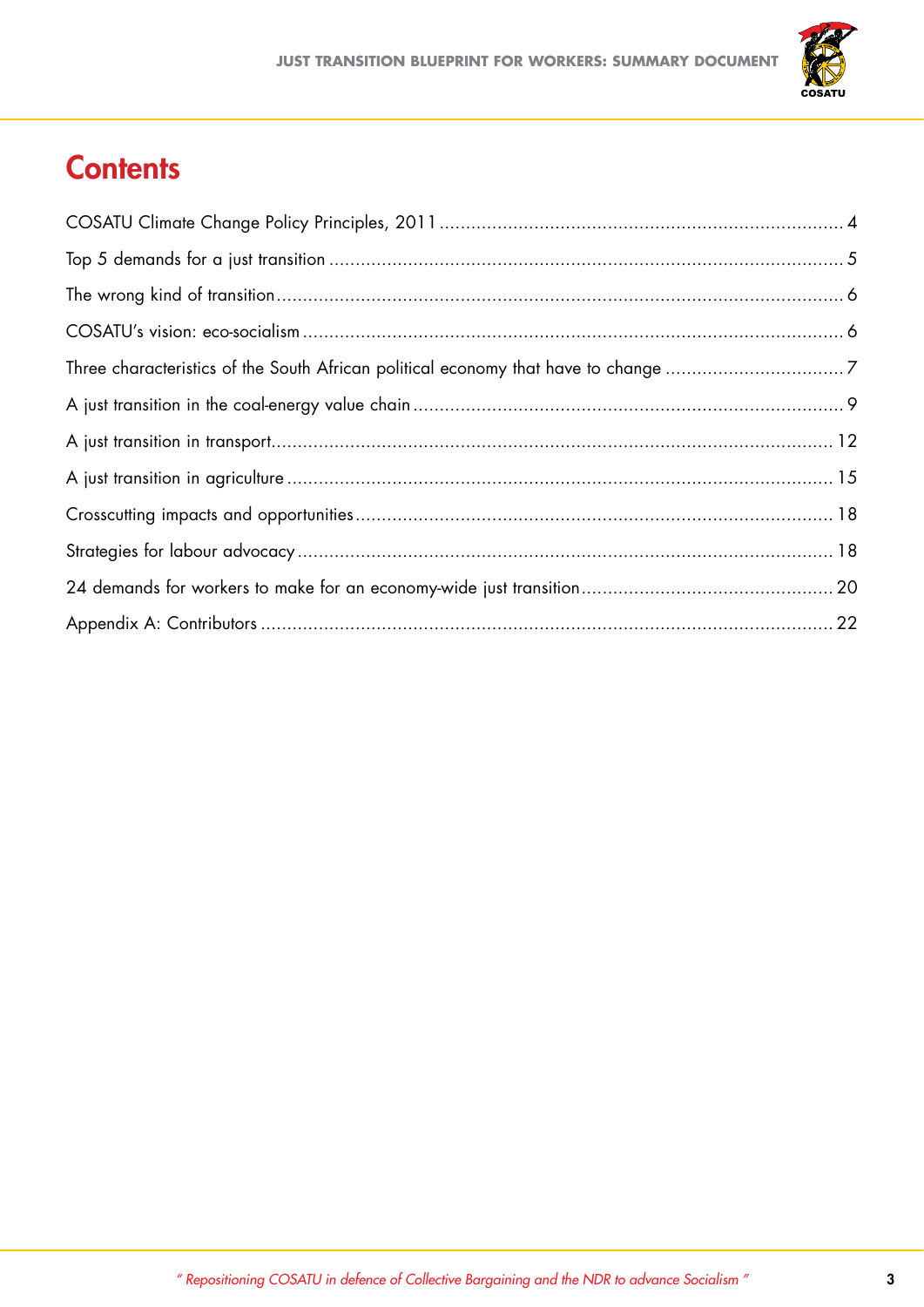# Contents

| | |
|---|---|
| COSATU Climate Change Policy Principles, 2011 | 4 |
| Top 5 demands for a just transition | 5 |
| The wrong kind of transition | 6 |
| COSATU's vision: eco-socialism | 6 |
| Three characteristics of the South African political economy that have to change | 7 |
| A just transition in the coal-energy value chain | 9 |
| A just transition in transport | 12 |
| A just transition in agriculture | 15 |
| Crosscutting impacts and opportunities | 18 |
| Strategies for labour advocacy | 18 |
| 24 demands for workers to make for an economy-wide just transition | 20 |
| Appendix A: Contributors | 22 |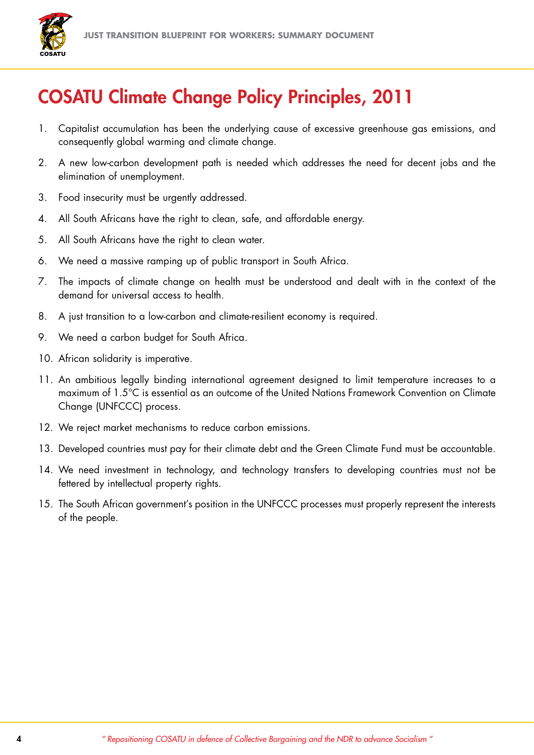# COSATU Climate Change Policy Principles, 2011

1. Capitalist accumulation has been the underlying cause of excessive greenhouse gas emissions, and consequently global warming and climate change.
2. A new low-carbon development path is needed which addresses the need for decent jobs and the elimination of unemployment.
3. Food insecurity must be urgently addressed.
4. All South Africans have the right to clean, safe, and affordable energy.
5. All South Africans have the right to clean water.
6. We need a massive ramping up of public transport in South Africa.
7. The impacts of climate change on health must be understood and dealt with in the context of the demand for universal access to health.
8. A just transition to a low-carbon and climate-resilient economy is required.
9. We need a carbon budget for South Africa.
10. African solidarity is imperative.
11. An ambitious legally binding international agreement designed to limit temperature increases to a maximum of 1.5°C is essential as an outcome of the United Nations Framework Convention on Climate Change (UNFCCC) process.
12. We reject market mechanisms to reduce carbon emissions.
13. Developed countries must pay for their climate debt and the Green Climate Fund must be accountable.
14. We need investment in technology, and technology transfers to developing countries must not be fettered by intellectual property rights.
15. The South African government's position in the UNFCCC processes must properly represent the interests of the people.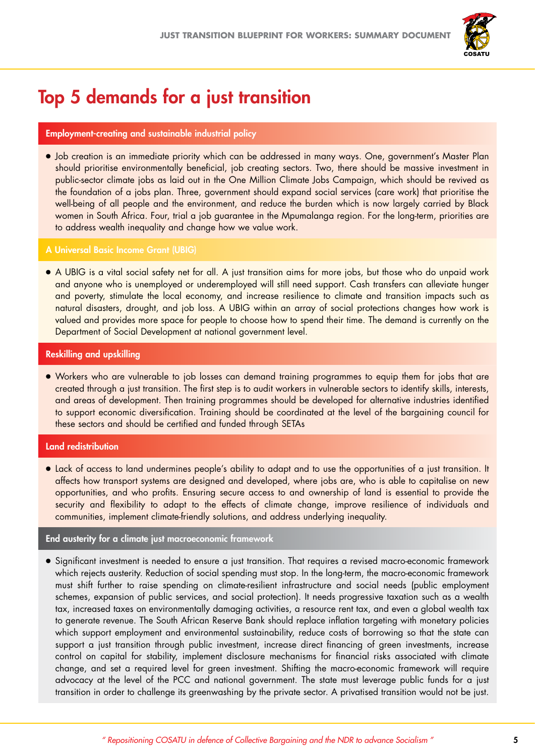# Top 5 demands for a just transition

## Employment-creating and sustainable industrial policy

- Job creation is an immediate priority which can be addressed in many ways. One, government's Master Plan should prioritise environmentally beneficial, job creating sectors. Two, there should be massive investment in public-sector climate jobs as laid out in the One Million Climate Jobs Campaign, which should be revived as the foundation of a jobs plan. Three, government should expand social services (care work) that prioritise the well-being of all people and the environment, and reduce the burden which is now largely carried by Black women in South Africa. Four, trial a job guarantee in the Mpumalanga region. For the long-term, priorities are to address wealth inequality and change how we value work.

## A Universal Basic Income Grant (UBIG)

- A UBIG is a vital social safety net for all. A just transition aims for more jobs, but those who do unpaid work and anyone who is unemployed or underemployed will still need support. Cash transfers can alleviate hunger and poverty, stimulate the local economy, and increase resilience to climate and transition impacts such as natural disasters, drought, and job loss. A UBIG within an array of social protections changes how work is valued and provides more space for people to choose how to spend their time. The demand is currently on the Department of Social Development at national government level.

## Reskilling and upskilling

- Workers who are vulnerable to job losses can demand training programmes to equip them for jobs that are created through a just transition. The first step is to audit workers in vulnerable sectors to identify skills, interests, and areas of development. Then training programmes should be developed for alternative industries identified to support economic diversification. Training should be coordinated at the level of the bargaining council for these sectors and should be certified and funded through SETAs

## Land redistribution

- Lack of access to land undermines people's ability to adapt and to use the opportunities of a just transition. It affects how transport systems are designed and developed, where jobs are, who is able to capitalise on new opportunities, and who profits. Ensuring secure access to and ownership of land is essential to provide the security and flexibility to adapt to the effects of climate change, improve resilience of individuals and communities, implement climate-friendly solutions, and address underlying inequality.

## End austerity for a climate just macroeconomic framework

- Significant investment is needed to ensure a just transition. That requires a revised macro-economic framework which rejects austerity. Reduction of social spending must stop. In the long-term, the macro-economic framework must shift further to raise spending on climate-resilient infrastructure and social needs (public employment schemes, expansion of public services, and social protection). It needs progressive taxation such as a wealth tax, increased taxes on environmentally damaging activities, a resource rent tax, and even a global wealth tax to generate revenue. The South African Reserve Bank should replace inflation targeting with monetary policies which support employment and environmental sustainability, reduce costs of borrowing so that the state can support a just transition through public investment, increase direct financing of green investments, increase control on capital for stability, implement disclosure mechanisms for financial risks associated with climate change, and set a required level for green investment. Shifting the macro-economic framework will require advocacy at the level of the PCC and national government. The state must leverage public funds for a just transition in order to challenge its greenwashing by the private sector. A privatised transition would not be just.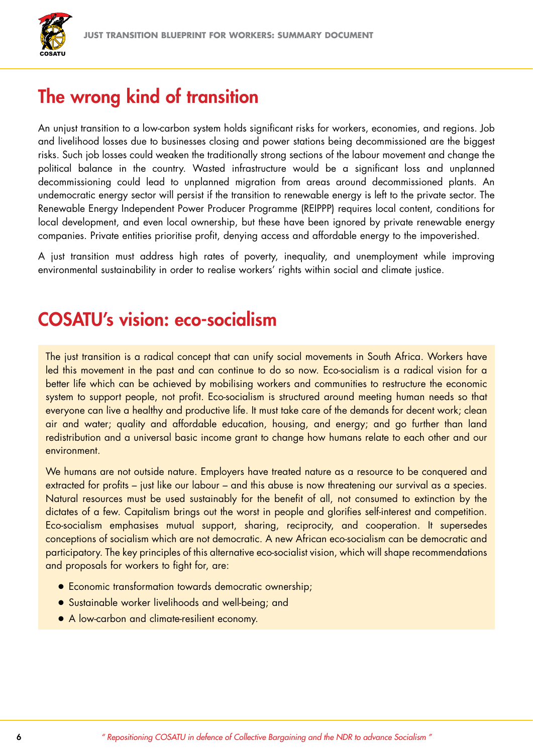## The wrong kind of transition

An unjust transition to a low-carbon system holds significant risks for workers, economies, and regions. Job and livelihood losses due to businesses closing and power stations being decommissioned are the biggest risks. Such job losses could weaken the traditionally strong sections of the labour movement and change the political balance in the country. Wasted infrastructure would be a significant loss and unplanned decommissioning could lead to unplanned migration from areas around decommissioned plants. An undemocratic energy sector will persist if the transition to renewable energy is left to the private sector. The Renewable Energy Independent Power Producer Programme (REIPPP) requires local content, conditions for local development, and even local ownership, but these have been ignored by private renewable energy companies. Private entities prioritise profit, denying access and affordable energy to the impoverished.

A just transition must address high rates of poverty, inequality, and unemployment while improving environmental sustainability in order to realise workers' rights within social and climate justice.

## COSATU's vision: eco-socialism

The just transition is a radical concept that can unify social movements in South Africa. Workers have led this movement in the past and can continue to do so now. Eco-socialism is a radical vision for a better life which can be achieved by mobilising workers and communities to restructure the economic system to support people, not profit. Eco-socialism is structured around meeting human needs so that everyone can live a healthy and productive life. It must take care of the demands for decent work; clean air and water; quality and affordable education, housing, and energy; and go further than land redistribution and a universal basic income grant to change how humans relate to each other and our environment.

We humans are not outside nature. Employers have treated nature as a resource to be conquered and extracted for profits – just like our labour – and this abuse is now threatening our survival as a species. Natural resources must be used sustainably for the benefit of all, not consumed to extinction by the dictates of a few. Capitalism brings out the worst in people and glorifies self-interest and competition. Eco-socialism emphasises mutual support, sharing, reciprocity, and cooperation. It supersedes conceptions of socialism which are not democratic. A new African eco-socialism can be democratic and participatory. The key principles of this alternative eco-socialist vision, which will shape recommendations and proposals for workers to fight for, are:

- Economic transformation towards democratic ownership;
- Sustainable worker livelihoods and well-being; and
- A low-carbon and climate-resilient economy.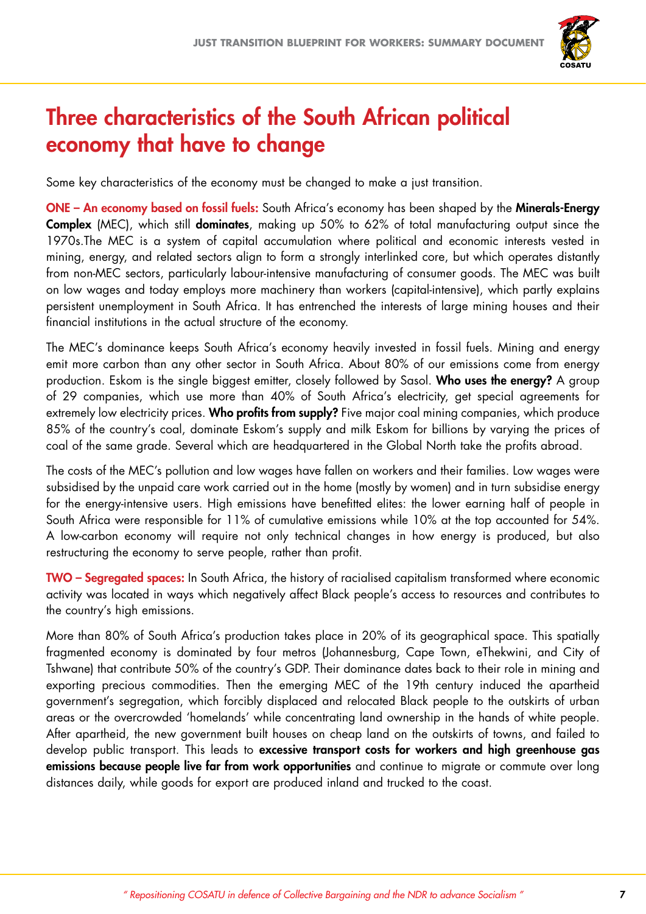# Three characteristics of the South African political economy that have to change

Some key characteristics of the economy must be changed to make a just transition.

**ONE – An economy based on fossil fuels:** South Africa's economy has been shaped by the **Minerals-Energy Complex** (MEC), which still **dominates**, making up 50% to 62% of total manufacturing output since the 1970s.The MEC is a system of capital accumulation where political and economic interests vested in mining, energy, and related sectors align to form a strongly interlinked core, but which operates distantly from non-MEC sectors, particularly labour-intensive manufacturing of consumer goods. The MEC was built on low wages and today employs more machinery than workers (capital-intensive), which partly explains persistent unemployment in South Africa. It has entrenched the interests of large mining houses and their financial institutions in the actual structure of the economy.

The MEC's dominance keeps South Africa's economy heavily invested in fossil fuels. Mining and energy emit more carbon than any other sector in South Africa. About 80% of our emissions come from energy production. Eskom is the single biggest emitter, closely followed by Sasol. **Who uses the energy?** A group of 29 companies, which use more than 40% of South Africa's electricity, get special agreements for extremely low electricity prices. **Who profits from supply?** Five major coal mining companies, which produce 85% of the country's coal, dominate Eskom's supply and milk Eskom for billions by varying the prices of coal of the same grade. Several which are headquartered in the Global North take the profits abroad.

The costs of the MEC's pollution and low wages have fallen on workers and their families. Low wages were subsidised by the unpaid care work carried out in the home (mostly by women) and in turn subsidise energy for the energy-intensive users. High emissions have benefitted elites: the lower earning half of people in South Africa were responsible for 11% of cumulative emissions while 10% at the top accounted for 54%. A low-carbon economy will require not only technical changes in how energy is produced, but also restructuring the economy to serve people, rather than profit.

**TWO – Segregated spaces:** In South Africa, the history of racialised capitalism transformed where economic activity was located in ways which negatively affect Black people's access to resources and contributes to the country's high emissions.

More than 80% of South Africa's production takes place in 20% of its geographical space. This spatially fragmented economy is dominated by four metros (Johannesburg, Cape Town, eThekwini, and City of Tshwane) that contribute 50% of the country's GDP. Their dominance dates back to their role in mining and exporting precious commodities. Then the emerging MEC of the 19th century induced the apartheid government's segregation, which forcibly displaced and relocated Black people to the outskirts of urban areas or the overcrowded 'homelands' while concentrating land ownership in the hands of white people. After apartheid, the new government built houses on cheap land on the outskirts of towns, and failed to develop public transport. This leads to **excessive transport costs for workers and high greenhouse gas emissions because people live far from work opportunities** and continue to migrate or commute over long distances daily, while goods for export are produced inland and trucked to the coast.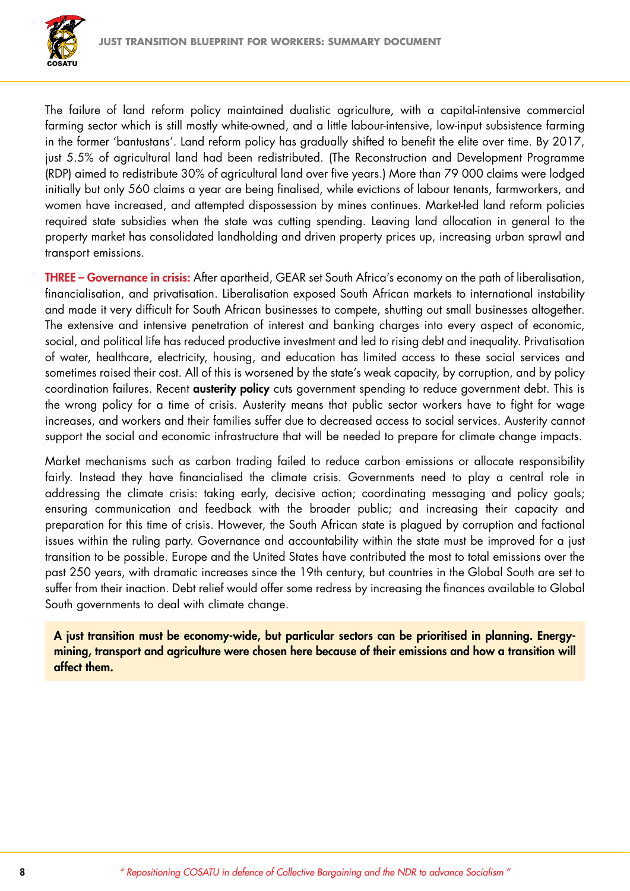The failure of land reform policy maintained dualistic agriculture, with a capital-intensive commercial farming sector which is still mostly white-owned, and a little labour-intensive, low-input subsistence farming in the former 'bantustans'. Land reform policy has gradually shifted to benefit the elite over time. By 2017, just 5.5% of agricultural land had been redistributed. (The Reconstruction and Development Programme (RDP) aimed to redistribute 30% of agricultural land over five years.) More than 79 000 claims were lodged initially but only 560 claims a year are being finalised, while evictions of labour tenants, farmworkers, and women have increased, and attempted dispossession by mines continues. Market-led land reform policies required state subsidies when the state was cutting spending. Leaving land allocation in general to the property market has consolidated landholding and driven property prices up, increasing urban sprawl and transport emissions.

**THREE – Governance in crisis:** After apartheid, GEAR set South Africa's economy on the path of liberalisation, financialisation, and privatisation. Liberalisation exposed South African markets to international instability and made it very difficult for South African businesses to compete, shutting out small businesses altogether. The extensive and intensive penetration of interest and banking charges into every aspect of economic, social, and political life has reduced productive investment and led to rising debt and inequality. Privatisation of water, healthcare, electricity, housing, and education has limited access to these social services and sometimes raised their cost. All of this is worsened by the state's weak capacity, by corruption, and by policy coordination failures. Recent **austerity policy** cuts government spending to reduce government debt. This is the wrong policy for a time of crisis. Austerity means that public sector workers have to fight for wage increases, and workers and their families suffer due to decreased access to social services. Austerity cannot support the social and economic infrastructure that will be needed to prepare for climate change impacts.

Market mechanisms such as carbon trading failed to reduce carbon emissions or allocate responsibility fairly. Instead they have financialised the climate crisis. Governments need to play a central role in addressing the climate crisis: taking early, decisive action; coordinating messaging and policy goals; ensuring communication and feedback with the broader public; and increasing their capacity and preparation for this time of crisis. However, the South African state is plagued by corruption and factional issues within the ruling party. Governance and accountability within the state must be improved for a just transition to be possible. Europe and the United States have contributed the most to total emissions over the past 250 years, with dramatic increases since the 19th century, but countries in the Global South are set to suffer from their inaction. Debt relief would offer some redress by increasing the finances available to Global South governments to deal with climate change.

**A just transition must be economy-wide, but particular sectors can be prioritised in planning. Energy-mining, transport and agriculture were chosen here because of their emissions and how a transition will affect them.**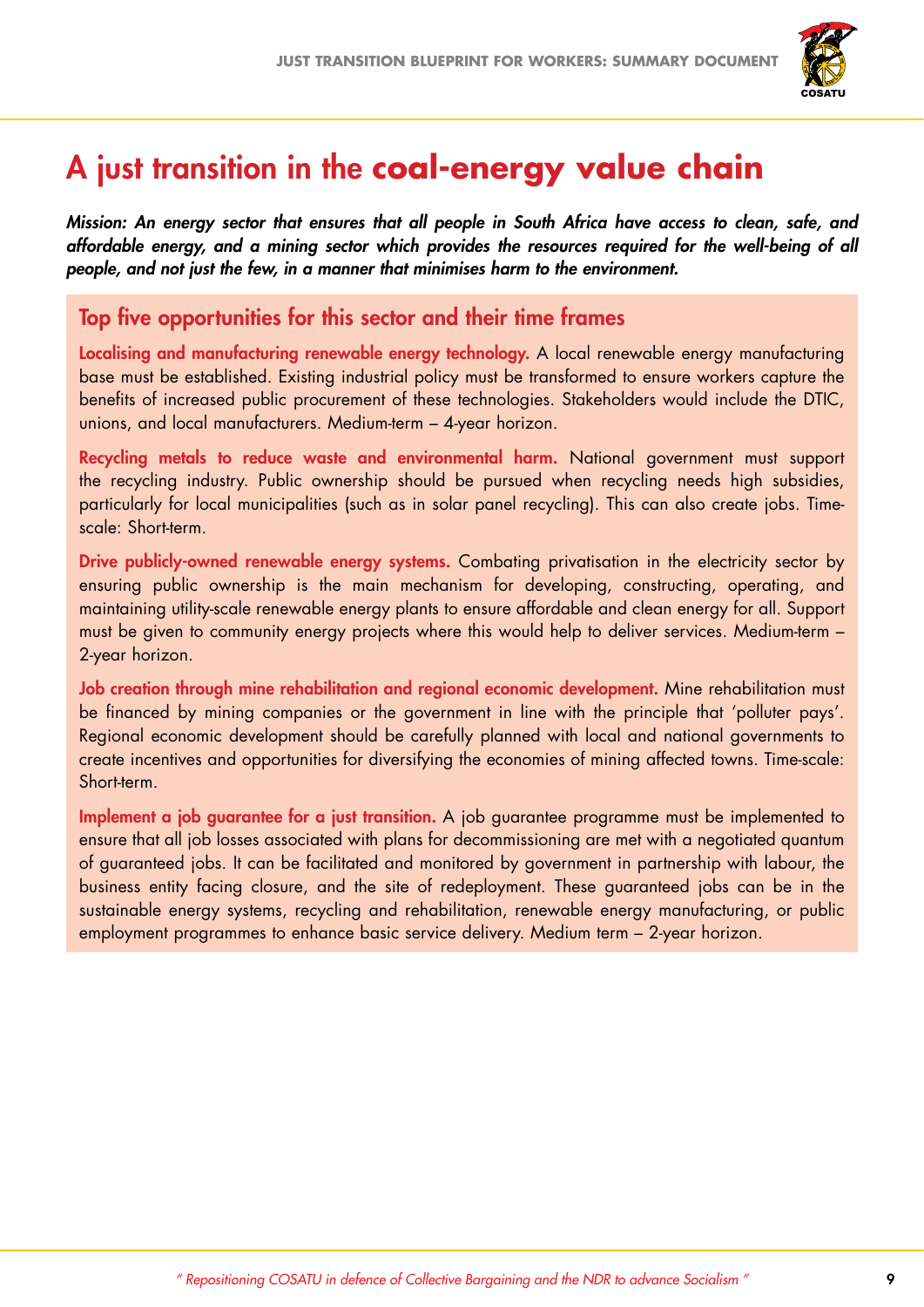# A just transition in the **coal-energy value chain**

***Mission: An energy sector that ensures that all people in South Africa have access to clean, safe, and affordable energy, and a mining sector which provides the resources required for the well-being of all people, and not just the few, in a manner that minimises harm to the environment.***

## Top five opportunities for this sector and their time frames

**Localising and manufacturing renewable energy technology.** A local renewable energy manufacturing base must be established. Existing industrial policy must be transformed to ensure workers capture the benefits of increased public procurement of these technologies. Stakeholders would include the DTIC, unions, and local manufacturers. Medium-term – 4-year horizon.

**Recycling metals to reduce waste and environmental harm.** National government must support the recycling industry. Public ownership should be pursued when recycling needs high subsidies, particularly for local municipalities (such as in solar panel recycling). This can also create jobs. Time-scale: Short-term.

**Drive publicly-owned renewable energy systems.** Combating privatisation in the electricity sector by ensuring public ownership is the main mechanism for developing, constructing, operating, and maintaining utility-scale renewable energy plants to ensure affordable and clean energy for all. Support must be given to community energy projects where this would help to deliver services. Medium-term – 2-year horizon.

**Job creation through mine rehabilitation and regional economic development.** Mine rehabilitation must be financed by mining companies or the government in line with the principle that 'polluter pays'. Regional economic development should be carefully planned with local and national governments to create incentives and opportunities for diversifying the economies of mining affected towns. Time-scale: Short-term.

**Implement a job guarantee for a just transition.** A job guarantee programme must be implemented to ensure that all job losses associated with plans for decommissioning are met with a negotiated quantum of guaranteed jobs. It can be facilitated and monitored by government in partnership with labour, the business entity facing closure, and the site of redeployment. These guaranteed jobs can be in the sustainable energy systems, recycling and rehabilitation, renewable energy manufacturing, or public employment programmes to enhance basic service delivery. Medium term – 2-year horizon.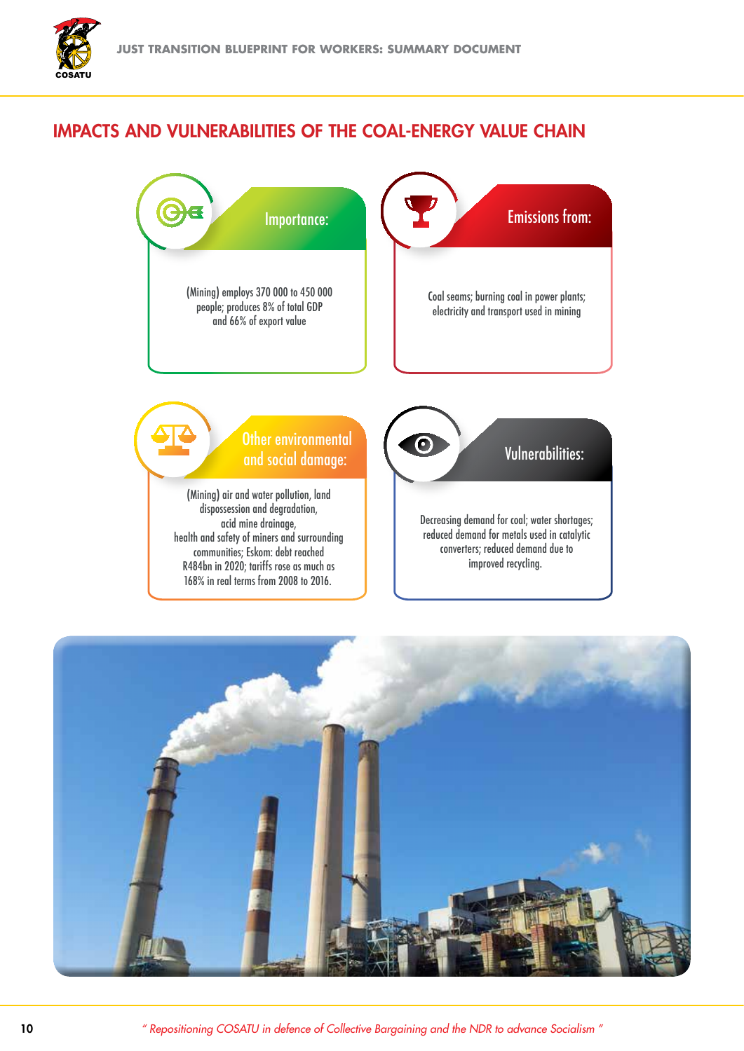## IMPACTS AND VULNERABILITIES OF THE COAL-ENERGY VALUE CHAIN

### Importance:

(Mining) employs 370 000 to 450 000 people; produces 8% of total GDP and 66% of export value

### Emissions from:

Coal seams; burning coal in power plants; electricity and transport used in mining

### Other environmental and social damage:

(Mining) air and water pollution, land dispossession and degradation, acid mine drainage, health and safety of miners and surrounding communities; Eskom: debt reached R484bn in 2020; tariffs rose as much as 168% in real terms from 2008 to 2016.

### Vulnerabilities:

Decreasing demand for coal; water shortages; reduced demand for metals used in catalytic converters; reduced demand due to improved recycling.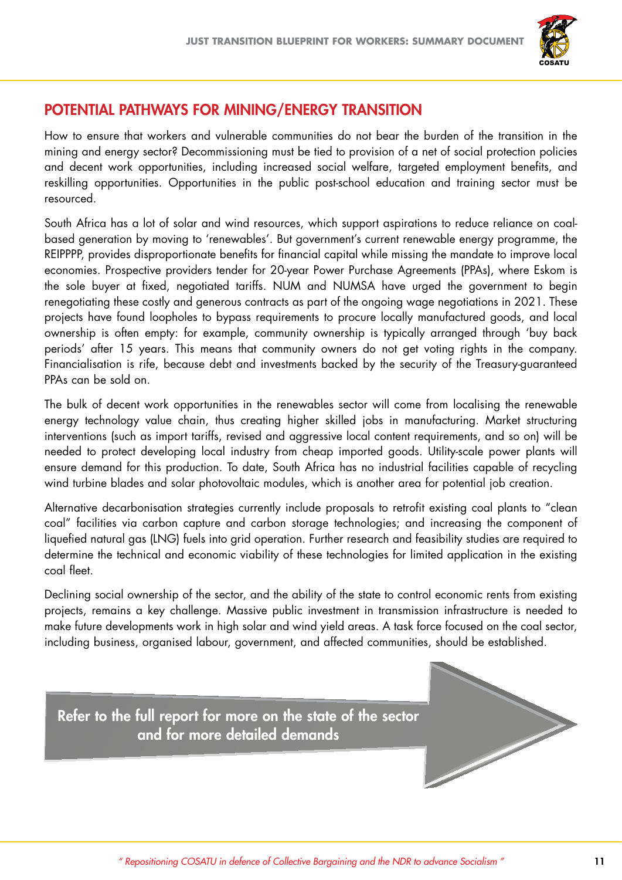## POTENTIAL PATHWAYS FOR MINING/ENERGY TRANSITION

How to ensure that workers and vulnerable communities do not bear the burden of the transition in the mining and energy sector? Decommissioning must be tied to provision of a net of social protection policies and decent work opportunities, including increased social welfare, targeted employment benefits, and reskilling opportunities. Opportunities in the public post-school education and training sector must be resourced.

South Africa has a lot of solar and wind resources, which support aspirations to reduce reliance on coal-based generation by moving to 'renewables'. But government's current renewable energy programme, the REIPPPP, provides disproportionate benefits for financial capital while missing the mandate to improve local economies. Prospective providers tender for 20-year Power Purchase Agreements (PPAs), where Eskom is the sole buyer at fixed, negotiated tariffs. NUM and NUMSA have urged the government to begin renegotiating these costly and generous contracts as part of the ongoing wage negotiations in 2021. These projects have found loopholes to bypass requirements to procure locally manufactured goods, and local ownership is often empty: for example, community ownership is typically arranged through 'buy back periods' after 15 years. This means that community owners do not get voting rights in the company. Financialisation is rife, because debt and investments backed by the security of the Treasury-guaranteed PPAs can be sold on.

The bulk of decent work opportunities in the renewables sector will come from localising the renewable energy technology value chain, thus creating higher skilled jobs in manufacturing. Market structuring interventions (such as import tariffs, revised and aggressive local content requirements, and so on) will be needed to protect developing local industry from cheap imported goods. Utility-scale power plants will ensure demand for this production. To date, South Africa has no industrial facilities capable of recycling wind turbine blades and solar photovoltaic modules, which is another area for potential job creation.

Alternative decarbonisation strategies currently include proposals to retrofit existing coal plants to "clean coal" facilities via carbon capture and carbon storage technologies; and increasing the component of liquefied natural gas (LNG) fuels into grid operation. Further research and feasibility studies are required to determine the technical and economic viability of these technologies for limited application in the existing coal fleet.

Declining social ownership of the sector, and the ability of the state to control economic rents from existing projects, remains a key challenge. Massive public investment in transmission infrastructure is needed to make future developments work in high solar and wind yield areas. A task force focused on the coal sector, including business, organised labour, government, and affected communities, should be established.

**Refer to the full report for more on the state of the sector and for more detailed demands**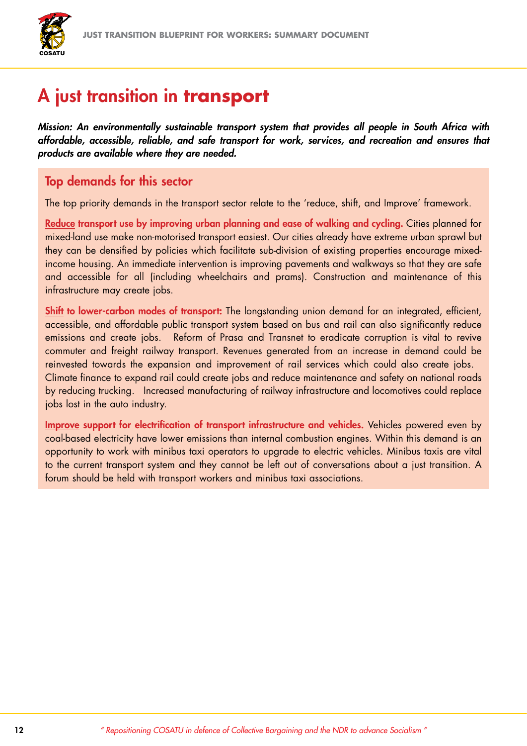# A just transition in **transport**

***Mission: An environmentally sustainable transport system that provides all people in South Africa with affordable, accessible, reliable, and safe transport for work, services, and recreation and ensures that products are available where they are needed.***

## Top demands for this sector

The top priority demands in the transport sector relate to the 'reduce, shift, and Improve' framework.

**Reduce transport use by improving urban planning and ease of walking and cycling.** Cities planned for mixed-land use make non-motorised transport easiest. Our cities already have extreme urban sprawl but they can be densified by policies which facilitate sub-division of existing properties encourage mixed-income housing. An immediate intervention is improving pavements and walkways so that they are safe and accessible for all (including wheelchairs and prams). Construction and maintenance of this infrastructure may create jobs.

**Shift to lower-carbon modes of transport:** The longstanding union demand for an integrated, efficient, accessible, and affordable public transport system based on bus and rail can also significantly reduce emissions and create jobs. Reform of Prasa and Transnet to eradicate corruption is vital to revive commuter and freight railway transport. Revenues generated from an increase in demand could be reinvested towards the expansion and improvement of rail services which could also create jobs. Climate finance to expand rail could create jobs and reduce maintenance and safety on national roads by reducing trucking. Increased manufacturing of railway infrastructure and locomotives could replace jobs lost in the auto industry.

**Improve support for electrification of transport infrastructure and vehicles.** Vehicles powered even by coal-based electricity have lower emissions than internal combustion engines. Within this demand is an opportunity to work with minibus taxi operators to upgrade to electric vehicles. Minibus taxis are vital to the current transport system and they cannot be left out of conversations about a just transition. A forum should be held with transport workers and minibus taxi associations.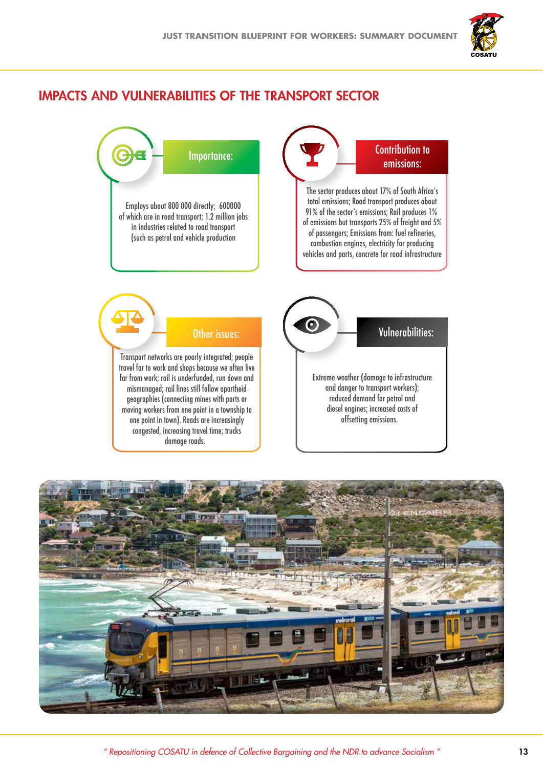## IMPACTS AND VULNERABILITIES OF THE TRANSPORT SECTOR

### Importance:

Employs about 800 000 directly; 600000 of which are in road transport; 1.2 million jobs in industries related to road transport (such as petrol and vehicle production

### Contribution to emissions:

The sector produces about 17% of South Africa's total emissions; Road transport produces about 91% of the sector's emissions; Rail produces 1% of emissions but transports 25% of freight and 5% of passengers; Emissions from: fuel refineries, combustion engines, electricity for producing vehicles and parts, concrete for road infrastructure

### Other issues:

Transport networks are poorly integrated; people travel far to work and shops because we often live far from work; rail is underfunded, run down and mismanaged; rail lines still follow apartheid geographies (connecting mines with ports or moving workers from one point in a township to one point in town). Roads are increasingly congested, increasing travel time; trucks damage roads.

### Vulnerabilities:

Extreme weather (damage to infrastructure and danger to transport workers); reduced demand for petrol and diesel engines; increased costs of offsetting emissions.

*" Repositioning COSATU in defence of Collective Bargaining and the NDR to advance Socialism "*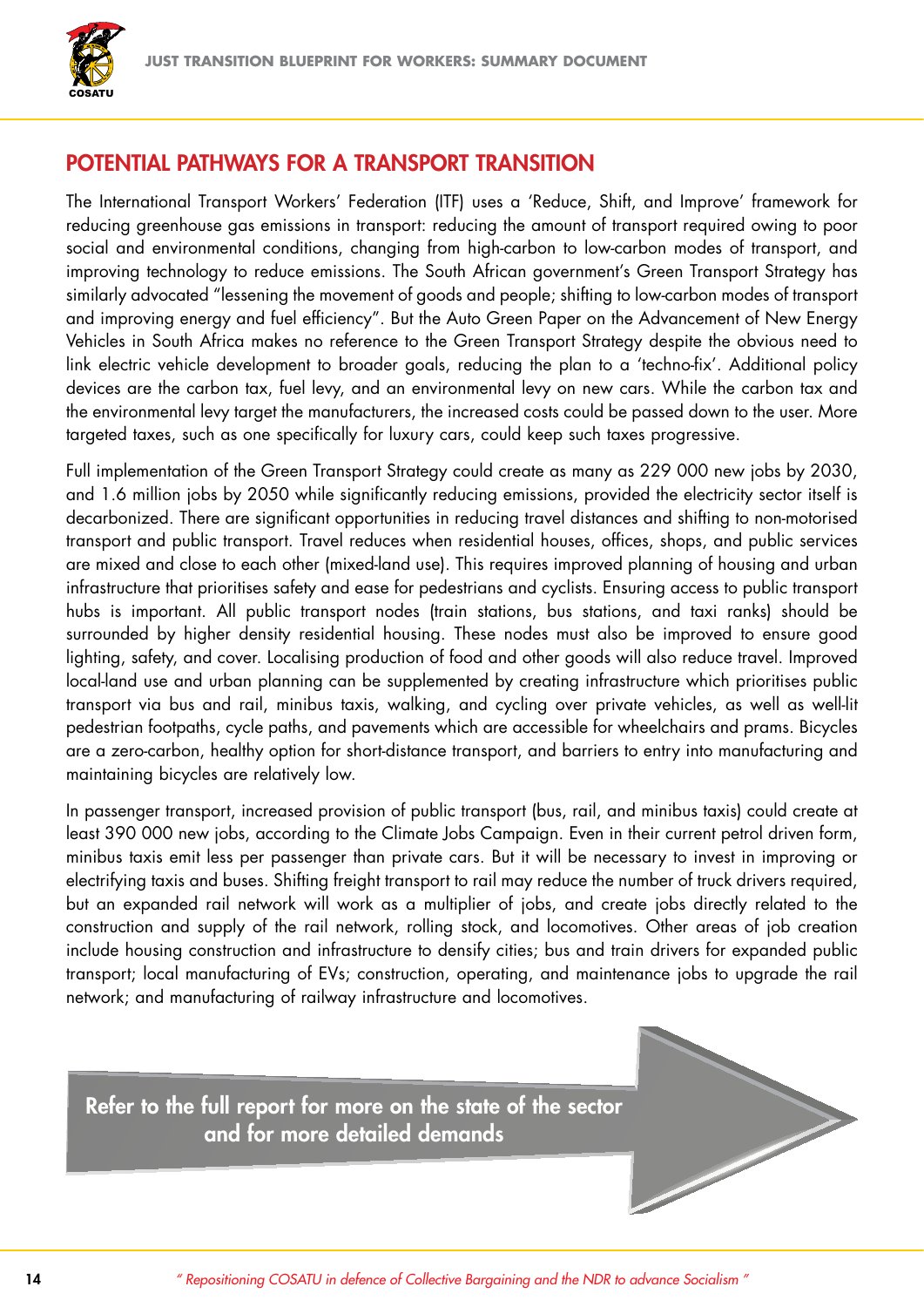## POTENTIAL PATHWAYS FOR A TRANSPORT TRANSITION

The International Transport Workers' Federation (ITF) uses a 'Reduce, Shift, and Improve' framework for reducing greenhouse gas emissions in transport: reducing the amount of transport required owing to poor social and environmental conditions, changing from high-carbon to low-carbon modes of transport, and improving technology to reduce emissions. The South African government's Green Transport Strategy has similarly advocated "lessening the movement of goods and people; shifting to low-carbon modes of transport and improving energy and fuel efficiency". But the Auto Green Paper on the Advancement of New Energy Vehicles in South Africa makes no reference to the Green Transport Strategy despite the obvious need to link electric vehicle development to broader goals, reducing the plan to a 'techno-fix'. Additional policy devices are the carbon tax, fuel levy, and an environmental levy on new cars. While the carbon tax and the environmental levy target the manufacturers, the increased costs could be passed down to the user. More targeted taxes, such as one specifically for luxury cars, could keep such taxes progressive.

Full implementation of the Green Transport Strategy could create as many as 229 000 new jobs by 2030, and 1.6 million jobs by 2050 while significantly reducing emissions, provided the electricity sector itself is decarbonized. There are significant opportunities in reducing travel distances and shifting to non-motorised transport and public transport. Travel reduces when residential houses, offices, shops, and public services are mixed and close to each other (mixed-land use). This requires improved planning of housing and urban infrastructure that prioritises safety and ease for pedestrians and cyclists. Ensuring access to public transport hubs is important. All public transport nodes (train stations, bus stations, and taxi ranks) should be surrounded by higher density residential housing. These nodes must also be improved to ensure good lighting, safety, and cover. Localising production of food and other goods will also reduce travel. Improved local-land use and urban planning can be supplemented by creating infrastructure which prioritises public transport via bus and rail, minibus taxis, walking, and cycling over private vehicles, as well as well-lit pedestrian footpaths, cycle paths, and pavements which are accessible for wheelchairs and prams. Bicycles are a zero-carbon, healthy option for short-distance transport, and barriers to entry into manufacturing and maintaining bicycles are relatively low.

In passenger transport, increased provision of public transport (bus, rail, and minibus taxis) could create at least 390 000 new jobs, according to the Climate Jobs Campaign. Even in their current petrol driven form, minibus taxis emit less per passenger than private cars. But it will be necessary to invest in improving or electrifying taxis and buses. Shifting freight transport to rail may reduce the number of truck drivers required, but an expanded rail network will work as a multiplier of jobs, and create jobs directly related to the construction and supply of the rail network, rolling stock, and locomotives. Other areas of job creation include housing construction and infrastructure to densify cities; bus and train drivers for expanded public transport; local manufacturing of EVs; construction, operating, and maintenance jobs to upgrade the rail network; and manufacturing of railway infrastructure and locomotives.

**Refer to the full report for more on the state of the sector and for more detailed demands**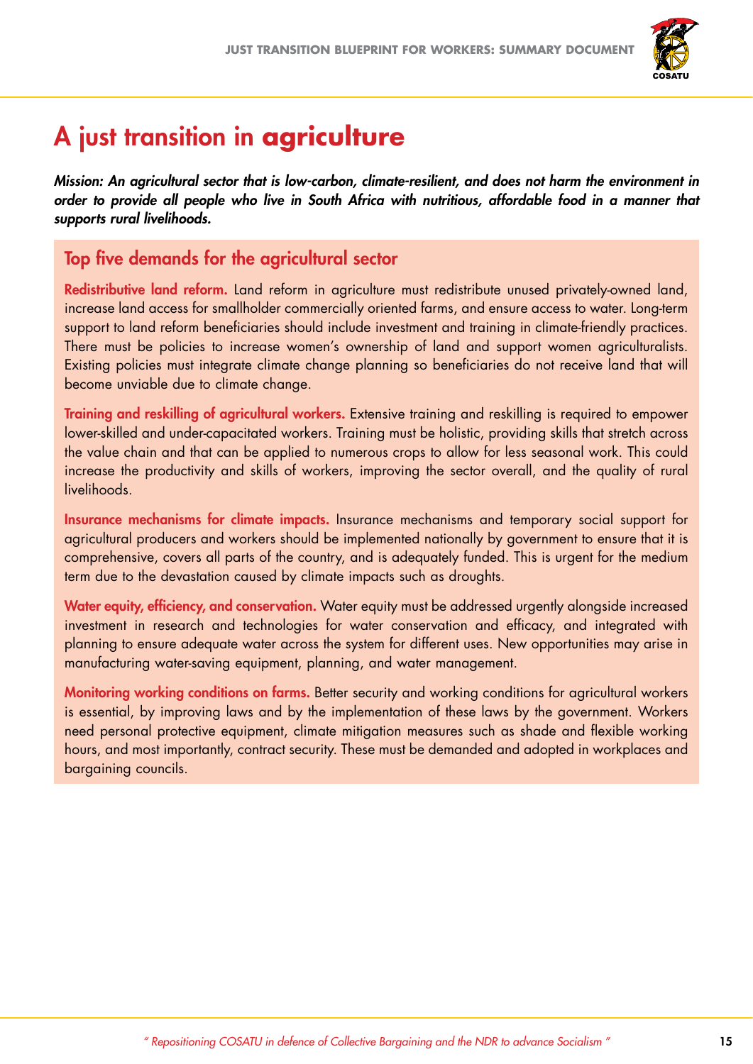# A just transition in **agriculture**

***Mission: An agricultural sector that is low-carbon, climate-resilient, and does not harm the environment in order to provide all people who live in South Africa with nutritious, affordable food in a manner that supports rural livelihoods.***

## Top five demands for the agricultural sector

**Redistributive land reform.** Land reform in agriculture must redistribute unused privately-owned land, increase land access for smallholder commercially oriented farms, and ensure access to water. Long-term support to land reform beneficiaries should include investment and training in climate-friendly practices. There must be policies to increase women's ownership of land and support women agriculturalists. Existing policies must integrate climate change planning so beneficiaries do not receive land that will become unviable due to climate change.

**Training and reskilling of agricultural workers.** Extensive training and reskilling is required to empower lower-skilled and under-capacitated workers. Training must be holistic, providing skills that stretch across the value chain and that can be applied to numerous crops to allow for less seasonal work. This could increase the productivity and skills of workers, improving the sector overall, and the quality of rural livelihoods.

**Insurance mechanisms for climate impacts.** Insurance mechanisms and temporary social support for agricultural producers and workers should be implemented nationally by government to ensure that it is comprehensive, covers all parts of the country, and is adequately funded. This is urgent for the medium term due to the devastation caused by climate impacts such as droughts.

**Water equity, efficiency, and conservation.** Water equity must be addressed urgently alongside increased investment in research and technologies for water conservation and efficacy, and integrated with planning to ensure adequate water across the system for different uses. New opportunities may arise in manufacturing water-saving equipment, planning, and water management.

**Monitoring working conditions on farms.** Better security and working conditions for agricultural workers is essential, by improving laws and by the implementation of these laws by the government. Workers need personal protective equipment, climate mitigation measures such as shade and flexible working hours, and most importantly, contract security. These must be demanded and adopted in workplaces and bargaining councils.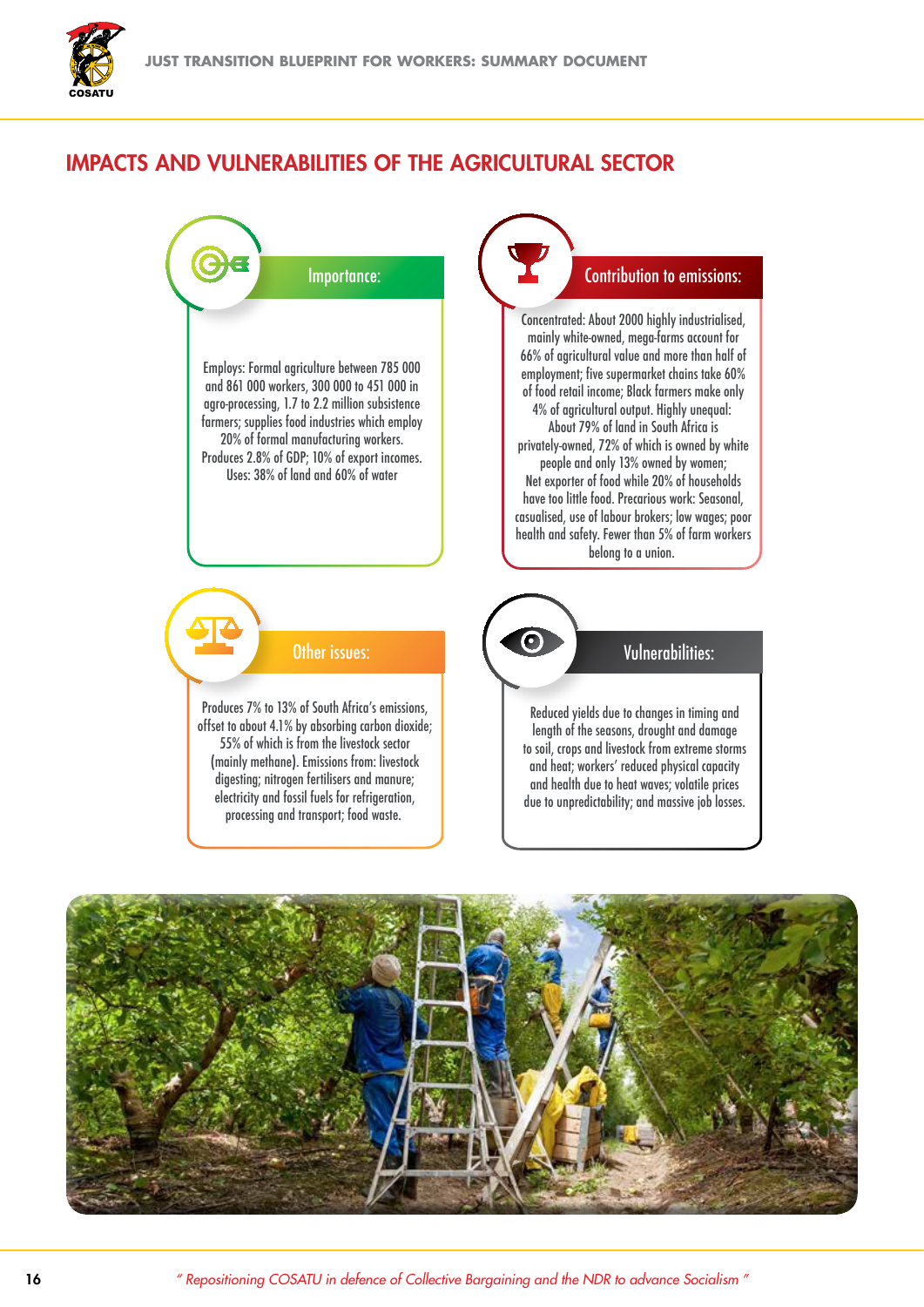## IMPACTS AND VULNERABILITIES OF THE AGRICULTURAL SECTOR

### Importance:

Employs: Formal agriculture between 785 000 and 861 000 workers, 300 000 to 451 000 in agro-processing, 1.7 to 2.2 million subsistence farmers; supplies food industries which employ 20% of formal manufacturing workers. Produces 2.8% of GDP; 10% of export incomes. Uses: 38% of land and 60% of water

### Contribution to emissions:

Concentrated: About 2000 highly industrialised, mainly white-owned, mega-farms account for 66% of agricultural value and more than half of employment; five supermarket chains take 60% of food retail income; Black farmers make only 4% of agricultural output. Highly unequal: About 79% of land in South Africa is privately-owned, 72% of which is owned by white people and only 13% owned by women; Net exporter of food while 20% of households have too little food. Precarious work: Seasonal, casualised, use of labour brokers; low wages; poor health and safety. Fewer than 5% of farm workers belong to a union.

### Other issues:

Produces 7% to 13% of South Africa's emissions, offset to about 4.1% by absorbing carbon dioxide; 55% of which is from the livestock sector (mainly methane). Emissions from: livestock digesting; nitrogen fertilisers and manure; electricity and fossil fuels for refrigeration, processing and transport; food waste.

### Vulnerabilities:

Reduced yields due to changes in timing and length of the seasons, drought and damage to soil, crops and livestock from extreme storms and heat; workers' reduced physical capacity and health due to heat waves; volatile prices due to unpredictability; and massive job losses.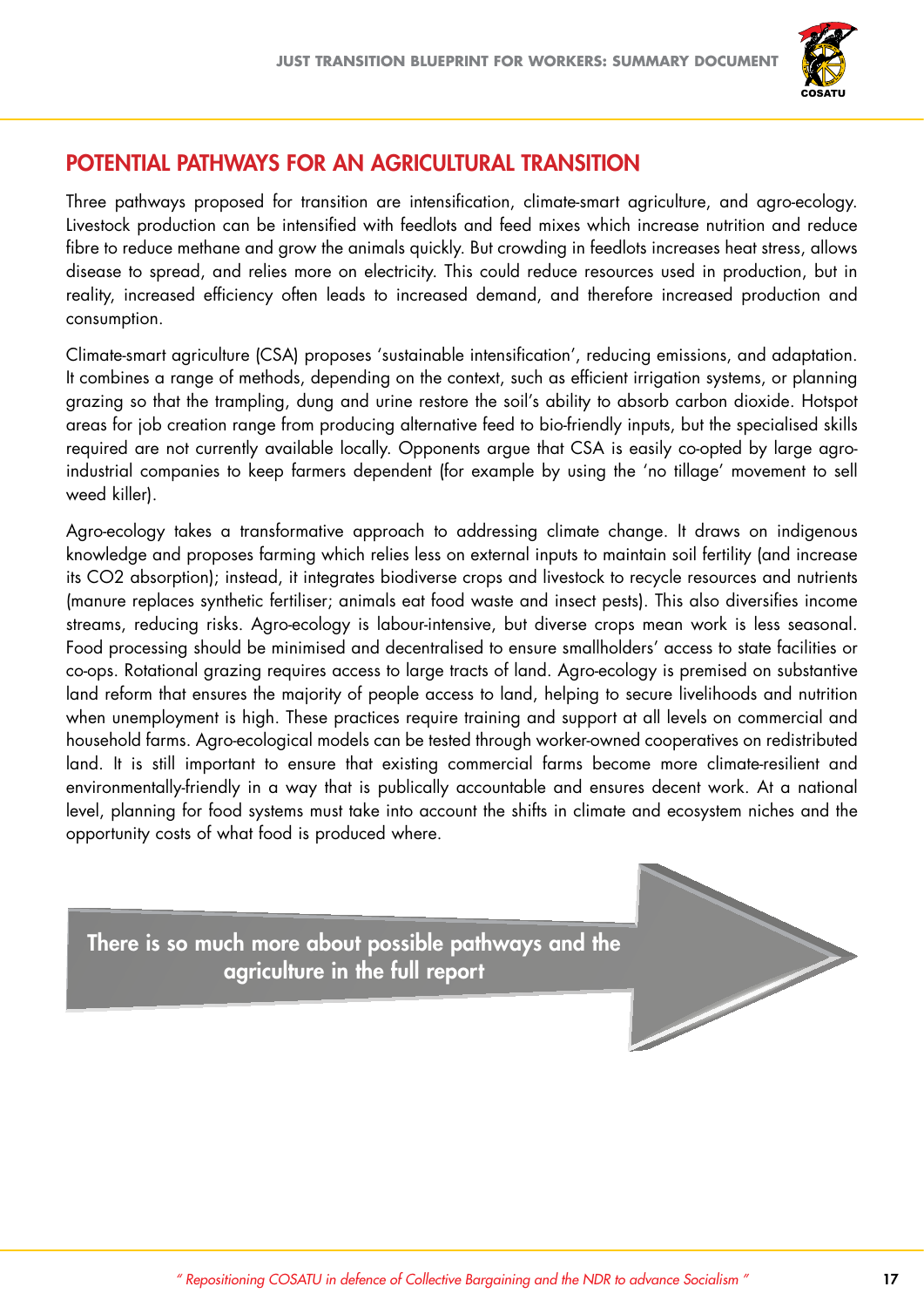## POTENTIAL PATHWAYS FOR AN AGRICULTURAL TRANSITION

Three pathways proposed for transition are intensification, climate-smart agriculture, and agro-ecology. Livestock production can be intensified with feedlots and feed mixes which increase nutrition and reduce fibre to reduce methane and grow the animals quickly. But crowding in feedlots increases heat stress, allows disease to spread, and relies more on electricity. This could reduce resources used in production, but in reality, increased efficiency often leads to increased demand, and therefore increased production and consumption.

Climate-smart agriculture (CSA) proposes 'sustainable intensification', reducing emissions, and adaptation. It combines a range of methods, depending on the context, such as efficient irrigation systems, or planning grazing so that the trampling, dung and urine restore the soil's ability to absorb carbon dioxide. Hotspot areas for job creation range from producing alternative feed to bio-friendly inputs, but the specialised skills required are not currently available locally. Opponents argue that CSA is easily co-opted by large agro-industrial companies to keep farmers dependent (for example by using the 'no tillage' movement to sell weed killer).

Agro-ecology takes a transformative approach to addressing climate change. It draws on indigenous knowledge and proposes farming which relies less on external inputs to maintain soil fertility (and increase its $CO_2$ absorption); instead, it integrates biodiverse crops and livestock to recycle resources and nutrients (manure replaces synthetic fertiliser; animals eat food waste and insect pests). This also diversifies income streams, reducing risks. Agro-ecology is labour-intensive, but diverse crops mean work is less seasonal. Food processing should be minimised and decentralised to ensure smallholders' access to state facilities or co-ops. Rotational grazing requires access to large tracts of land. Agro-ecology is premised on substantive land reform that ensures the majority of people access to land, helping to secure livelihoods and nutrition when unemployment is high. These practices require training and support at all levels on commercial and household farms. Agro-ecological models can be tested through worker-owned cooperatives on redistributed land. It is still important to ensure that existing commercial farms become more climate-resilient and environmentally-friendly in a way that is publically accountable and ensures decent work. At a national level, planning for food systems must take into account the shifts in climate and ecosystem niches and the opportunity costs of what food is produced where.

**There is so much more about possible pathways and the agriculture in the full report**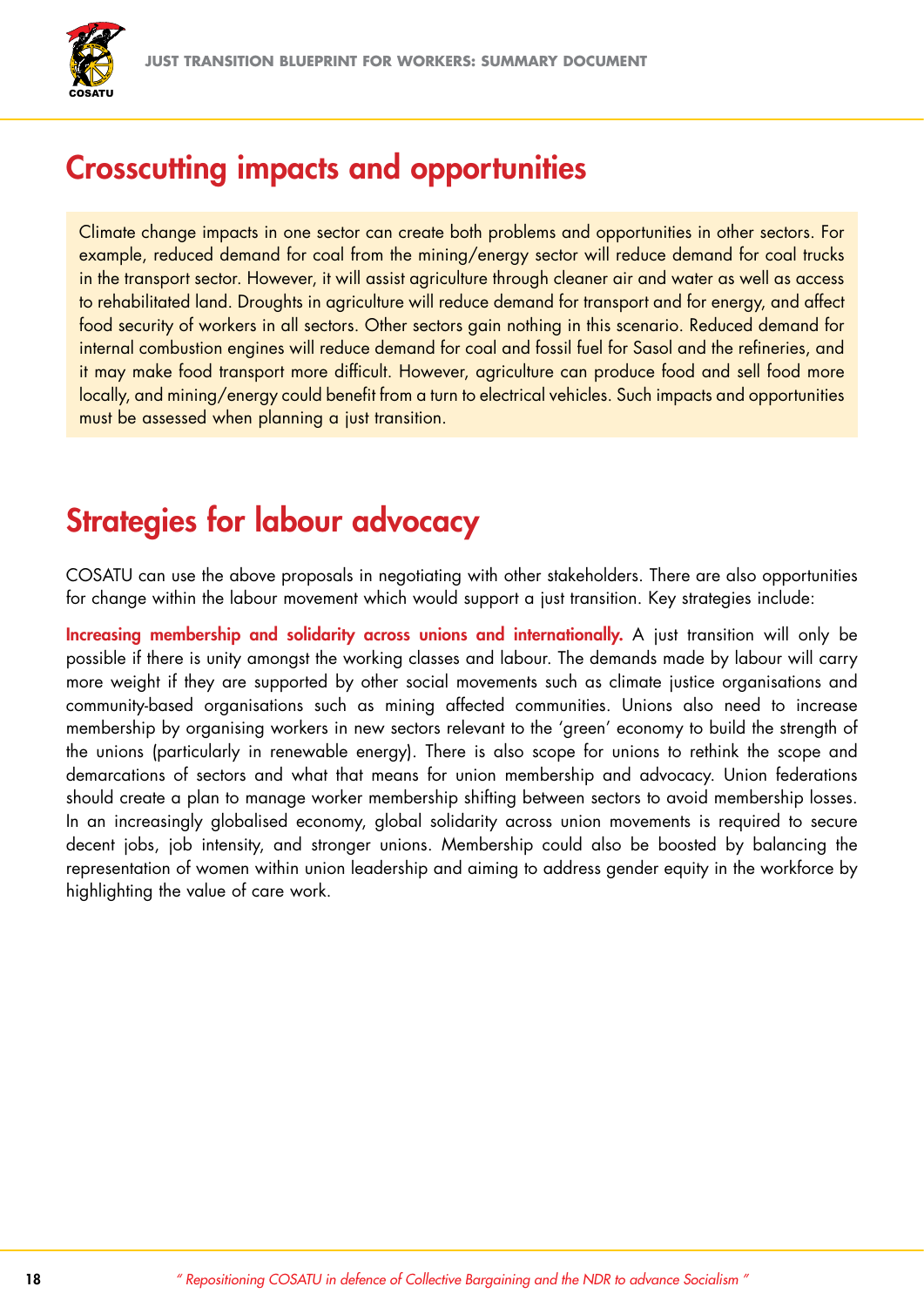## Crosscutting impacts and opportunities

Climate change impacts in one sector can create both problems and opportunities in other sectors. For example, reduced demand for coal from the mining/energy sector will reduce demand for coal trucks in the transport sector. However, it will assist agriculture through cleaner air and water as well as access to rehabilitated land. Droughts in agriculture will reduce demand for transport and for energy, and affect food security of workers in all sectors. Other sectors gain nothing in this scenario. Reduced demand for internal combustion engines will reduce demand for coal and fossil fuel for Sasol and the refineries, and it may make food transport more difficult. However, agriculture can produce food and sell food more locally, and mining/energy could benefit from a turn to electrical vehicles. Such impacts and opportunities must be assessed when planning a just transition.

## Strategies for labour advocacy

COSATU can use the above proposals in negotiating with other stakeholders. There are also opportunities for change within the labour movement which would support a just transition. Key strategies include:

**Increasing membership and solidarity across unions and internationally.** A just transition will only be possible if there is unity amongst the working classes and labour. The demands made by labour will carry more weight if they are supported by other social movements such as climate justice organisations and community-based organisations such as mining affected communities. Unions also need to increase membership by organising workers in new sectors relevant to the 'green' economy to build the strength of the unions (particularly in renewable energy). There is also scope for unions to rethink the scope and demarcations of sectors and what that means for union membership and advocacy. Union federations should create a plan to manage worker membership shifting between sectors to avoid membership losses. In an increasingly globalised economy, global solidarity across union movements is required to secure decent jobs, job intensity, and stronger unions. Membership could also be boosted by balancing the representation of women within union leadership and aiming to address gender equity in the workforce by highlighting the value of care work.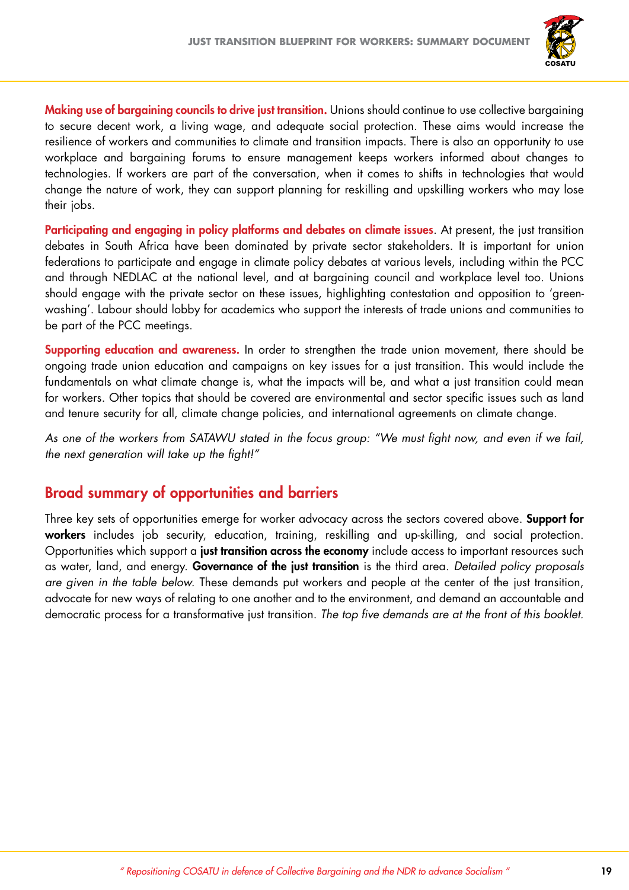**Making use of bargaining councils to drive just transition.** Unions should continue to use collective bargaining to secure decent work, a living wage, and adequate social protection. These aims would increase the resilience of workers and communities to climate and transition impacts. There is also an opportunity to use workplace and bargaining forums to ensure management keeps workers informed about changes to technologies. If workers are part of the conversation, when it comes to shifts in technologies that would change the nature of work, they can support planning for reskilling and upskilling workers who may lose their jobs.

**Participating and engaging in policy platforms and debates on climate issues**. At present, the just transition debates in South Africa have been dominated by private sector stakeholders. It is important for union federations to participate and engage in climate policy debates at various levels, including within the PCC and through NEDLAC at the national level, and at bargaining council and workplace level too. Unions should engage with the private sector on these issues, highlighting contestation and opposition to 'green-washing'. Labour should lobby for academics who support the interests of trade unions and communities to be part of the PCC meetings.

**Supporting education and awareness.** In order to strengthen the trade union movement, there should be ongoing trade union education and campaigns on key issues for a just transition. This would include the fundamentals on what climate change is, what the impacts will be, and what a just transition could mean for workers. Other topics that should be covered are environmental and sector specific issues such as land and tenure security for all, climate change policies, and international agreements on climate change.

*As one of the workers from SATAWU stated in the focus group: "We must fight now, and even if we fail, the next generation will take up the fight!"*

## Broad summary of opportunities and barriers

Three key sets of opportunities emerge for worker advocacy across the sectors covered above. **Support for workers** includes job security, education, training, reskilling and up-skilling, and social protection. Opportunities which support a **just transition across the economy** include access to important resources such as water, land, and energy. **Governance of the just transition** is the third area. *Detailed policy proposals are given in the table below.* These demands put workers and people at the center of the just transition, advocate for new ways of relating to one another and to the environment, and demand an accountable and democratic process for a transformative just transition. *The top five demands are at the front of this booklet.*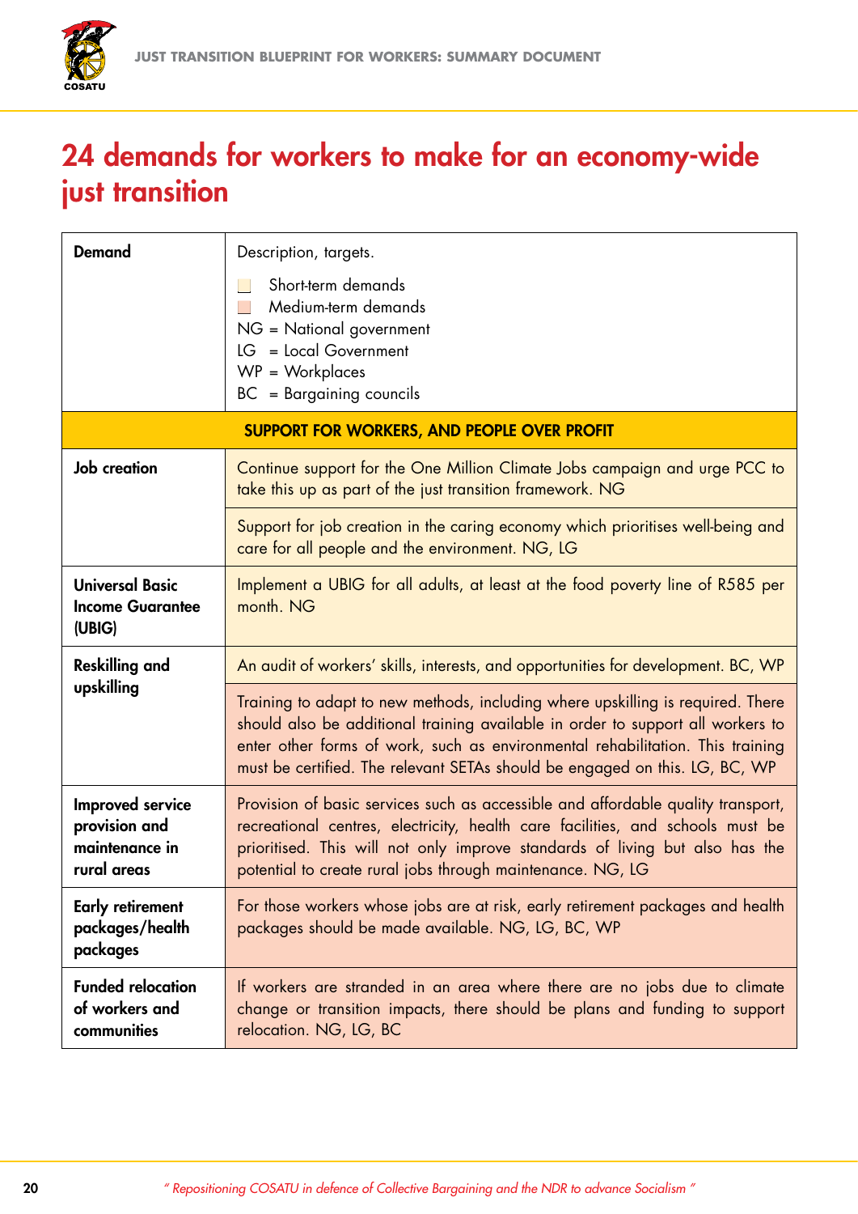# 24 demands for workers to make for an economy-wide just transition

| Demand | Description, targets. <br> ☐ Short-term demands <br> ☐ Medium-term demands <br> NG = National government <br> LG = Local Government <br> WP = Workplaces <br> BC = Bargaining councils |
|---|---|
| **SUPPORT FOR WORKERS, AND PEOPLE OVER PROFIT** | |
| **Job creation** | Continue support for the One Million Climate Jobs campaign and urge PCC to take this up as part of the just transition framework. NG |
| | Support for job creation in the caring economy which prioritises well-being and care for all people and the environment. NG, LG |
| **Universal Basic Income Guarantee (UBIG)** | Implement a UBIG for all adults, at least at the food poverty line of R585 per month. NG |
| **Reskilling and upskilling** | An audit of workers' skills, interests, and opportunities for development. BC, WP |
| | Training to adapt to new methods, including where upskilling is required. There should also be additional training available in order to support all workers to enter other forms of work, such as environmental rehabilitation. This training must be certified. The relevant SETAs should be engaged on this. LG, BC, WP |
| **Improved service provision and maintenance in rural areas** | Provision of basic services such as accessible and affordable quality transport, recreational centres, electricity, health care facilities, and schools must be prioritised. This will not only improve standards of living but also has the potential to create rural jobs through maintenance. NG, LG |
| **Early retirement packages/health packages** | For those workers whose jobs are at risk, early retirement packages and health packages should be made available. NG, LG, BC, WP |
| **Funded relocation of workers and communities** | If workers are stranded in an area where there are no jobs due to climate change or transition impacts, there should be plans and funding to support relocation. NG, LG, BC |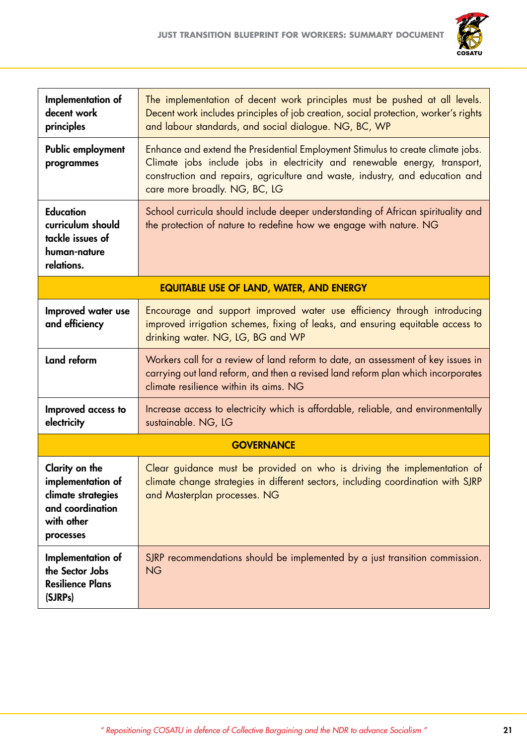| | |
|---|---|
| **Implementation of decent work principles** | The implementation of decent work principles must be pushed at all levels. Decent work includes principles of job creation, social protection, worker's rights and labour standards, and social dialogue. NG, BC, WP |
| **Public employment programmes** | Enhance and extend the Presidential Employment Stimulus to create climate jobs. Climate jobs include jobs in electricity and renewable energy, transport, construction and repairs, agriculture and waste, industry, and education and care more broadly. NG, BC, LG |
| **Education curriculum should tackle issues of human-nature relations.** | School curricula should include deeper understanding of African spirituality and the protection of nature to redefine how we engage with nature. NG |
| **EQUITABLE USE OF LAND, WATER, AND ENERGY** | |
| **Improved water use and efficiency** | Encourage and support improved water use efficiency through introducing improved irrigation schemes, fixing of leaks, and ensuring equitable access to drinking water. NG, LG, BG and WP |
| **Land reform** | Workers call for a review of land reform to date, an assessment of key issues in carrying out land reform, and then a revised land reform plan which incorporates climate resilience within its aims. NG |
| **Improved access to electricity** | Increase access to electricity which is affordable, reliable, and environmentally sustainable. NG, LG |
| **GOVERNANCE** | |
| **Clarity on the implementation of climate strategies and coordination with other processes** | Clear guidance must be provided on who is driving the implementation of climate change strategies in different sectors, including coordination with SJRP and Masterplan processes. NG |
| **Implementation of the Sector Jobs Resilience Plans (SJRPs)** | SJRP recommendations should be implemented by a just transition commission. NG |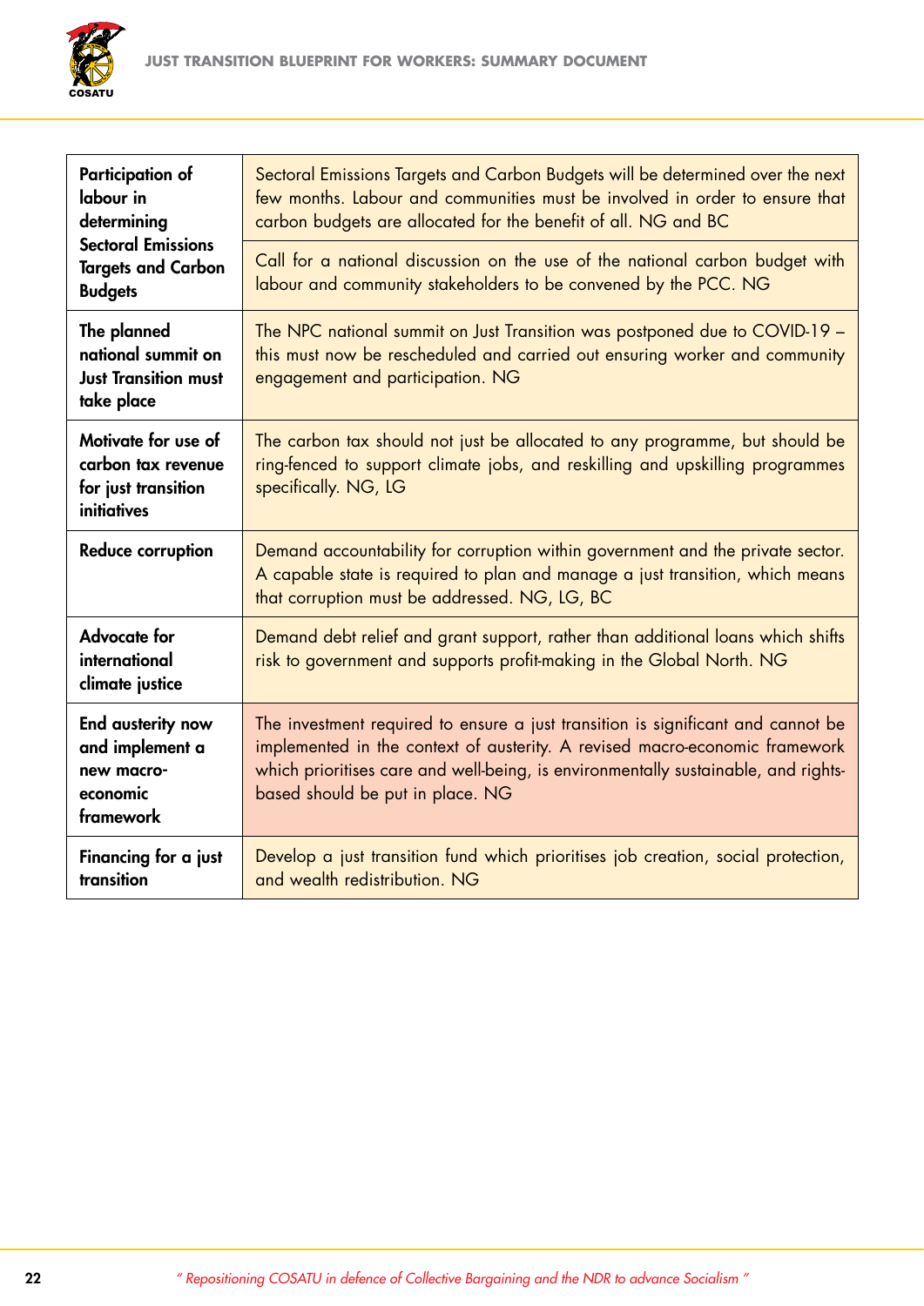| | |
|---|---|
| **Participation of labour in determining Sectoral Emissions Targets and Carbon Budgets** | Sectoral Emissions Targets and Carbon Budgets will be determined over the next few months. Labour and communities must be involved in order to ensure that carbon budgets are allocated for the benefit of all. NG and BC |
| | Call for a national discussion on the use of the national carbon budget with labour and community stakeholders to be convened by the PCC. NG |
| **The planned national summit on Just Transition must take place** | The NPC national summit on Just Transition was postponed due to COVID-19 – this must now be rescheduled and carried out ensuring worker and community engagement and participation. NG |
| **Motivate for use of carbon tax revenue for just transition initiatives** | The carbon tax should not just be allocated to any programme, but should be ring-fenced to support climate jobs, and reskilling and upskilling programmes specifically. NG, LG |
| **Reduce corruption** | Demand accountability for corruption within government and the private sector. A capable state is required to plan and manage a just transition, which means that corruption must be addressed. NG, LG, BC |
| **Advocate for international climate justice** | Demand debt relief and grant support, rather than additional loans which shifts risk to government and supports profit-making in the Global North. NG |
| **End austerity now and implement a new macro-economic framework** | The investment required to ensure a just transition is significant and cannot be implemented in the context of austerity. A revised macro-economic framework which prioritises care and well-being, is environmentally sustainable, and rights-based should be put in place. NG |
| **Financing for a just transition** | Develop a just transition fund which prioritises job creation, social protection, and wealth redistribution. NG |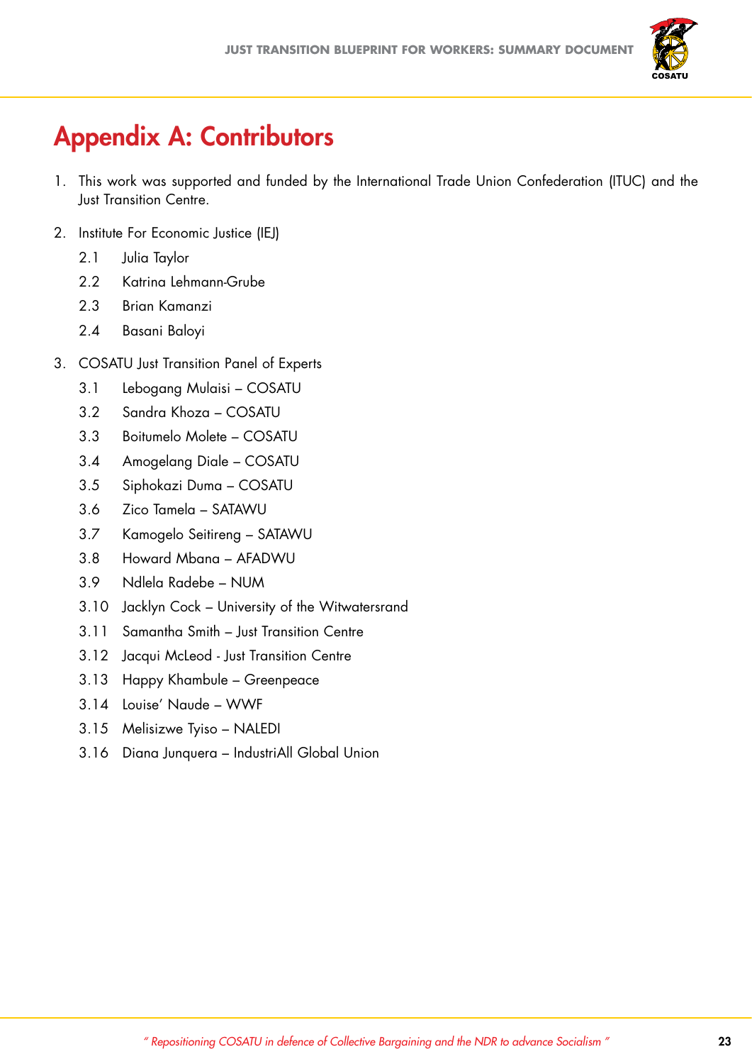# Appendix A: Contributors

1. This work was supported and funded by the International Trade Union Confederation (ITUC) and the Just Transition Centre.

2. Institute For Economic Justice (IEJ)
   - 2.1 Julia Taylor
   - 2.2 Katrina Lehmann-Grube
   - 2.3 Brian Kamanzi
   - 2.4 Basani Baloyi

3. COSATU Just Transition Panel of Experts
   - 3.1 Lebogang Mulaisi – COSATU
   - 3.2 Sandra Khoza – COSATU
   - 3.3 Boitumelo Molete – COSATU
   - 3.4 Amogelang Diale – COSATU
   - 3.5 Siphokazi Duma – COSATU
   - 3.6 Zico Tamela – SATAWU
   - 3.7 Kamogelo Seitireng – SATAWU
   - 3.8 Howard Mbana – AFADWU
   - 3.9 Ndlela Radebe – NUM
   - 3.10 Jacklyn Cock – University of the Witwatersrand
   - 3.11 Samantha Smith – Just Transition Centre
   - 3.12 Jacqui McLeod - Just Transition Centre
   - 3.13 Happy Khambule – Greenpeace
   - 3.14 Louise' Naude – WWF
   - 3.15 Melisizwe Tyiso – NALEDI
   - 3.16 Diana Junquera – IndustriAll Global Union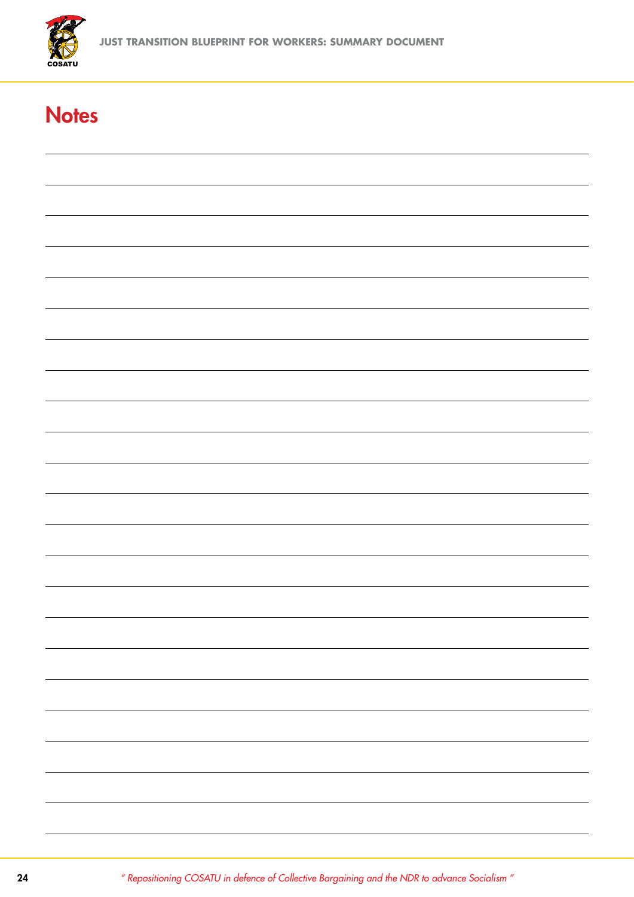# Notes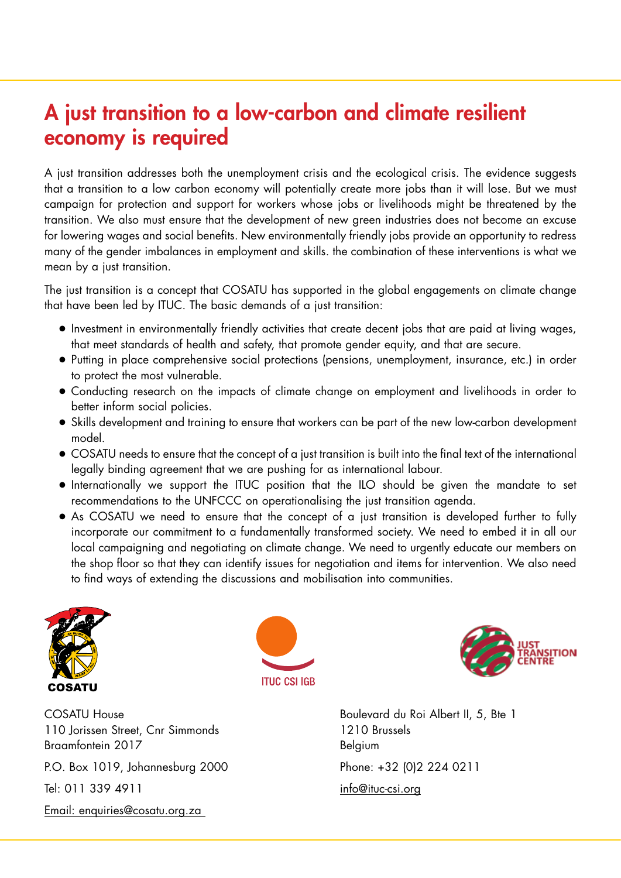# A just transition to a low-carbon and climate resilient economy is required

A just transition addresses both the unemployment crisis and the ecological crisis. The evidence suggests that a transition to a low carbon economy will potentially create more jobs than it will lose. But we must campaign for protection and support for workers whose jobs or livelihoods might be threatened by the transition. We also must ensure that the development of new green industries does not become an excuse for lowering wages and social benefits. New environmentally friendly jobs provide an opportunity to redress many of the gender imbalances in employment and skills. the combination of these interventions is what we mean by a just transition.

The just transition is a concept that COSATU has supported in the global engagements on climate change that have been led by ITUC. The basic demands of a just transition:

- Investment in environmentally friendly activities that create decent jobs that are paid at living wages, that meet standards of health and safety, that promote gender equity, and that are secure.
- Putting in place comprehensive social protections (pensions, unemployment, insurance, etc.) in order to protect the most vulnerable.
- Conducting research on the impacts of climate change on employment and livelihoods in order to better inform social policies.
- Skills development and training to ensure that workers can be part of the new low-carbon development model.
- COSATU needs to ensure that the concept of a just transition is built into the final text of the international legally binding agreement that we are pushing for as international labour.
- Internationally we support the ITUC position that the ILO should be given the mandate to set recommendations to the UNFCCC on operationalising the just transition agenda.
- As COSATU we need to ensure that the concept of a just transition is developed further to fully incorporate our commitment to a fundamentally transformed society. We need to embed it in all our local campaigning and negotiating on climate change. We need to urgently educate our members on the shop floor so that they can identify issues for negotiation and items for intervention. We also need to find ways of extending the discussions and mobilisation into communities.

COSATU

ITUC CSI IGB

JUST TRANSITION CENTRE

COSATU House
110 Jorissen Street, Cnr Simmonds
Braamfontein 2017

P.O. Box 1019, Johannesburg 2000

Tel: 011 339 4911

Email: enquiries@cosatu.org.za

Boulevard du Roi Albert II, 5, Bte 1
1210 Brussels
Belgium

Phone: +32 (0)2 224 0211

info@ituc-csi.org